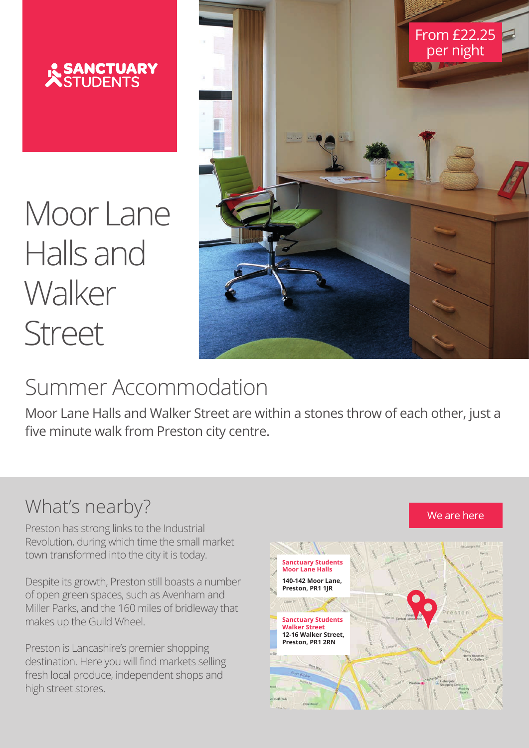SANCTUARY STUDENTS

# Moor Lane Halls and Walker Street

From £22.25 per night

## Summer Accommodation

Moor Lane Halls and Walker Street are within a stones throw of each other, just a five minute walk from Preston city centre.

## What's nearby?

Preston has strong links to the Industrial Revolution, during which time the small market town transformed into the city it is today.

Despite its growth, Preston still boasts a number of open green spaces, such as Avenham and Miller Parks, and the 160 miles of bridleway that makes up the Guild Wheel.

Preston is Lancashire's premier shopping destination. Here you will find markets selling fresh local produce, independent shops and high street stores.

We are here

**Sanctuary Students Moor Lane Halls**
**140-142 Moor Lane, Preston, PR1 1JR**

**Sanctuary Students Walker Street**
**12-16 Walker Street, Preston, PR1 2RN**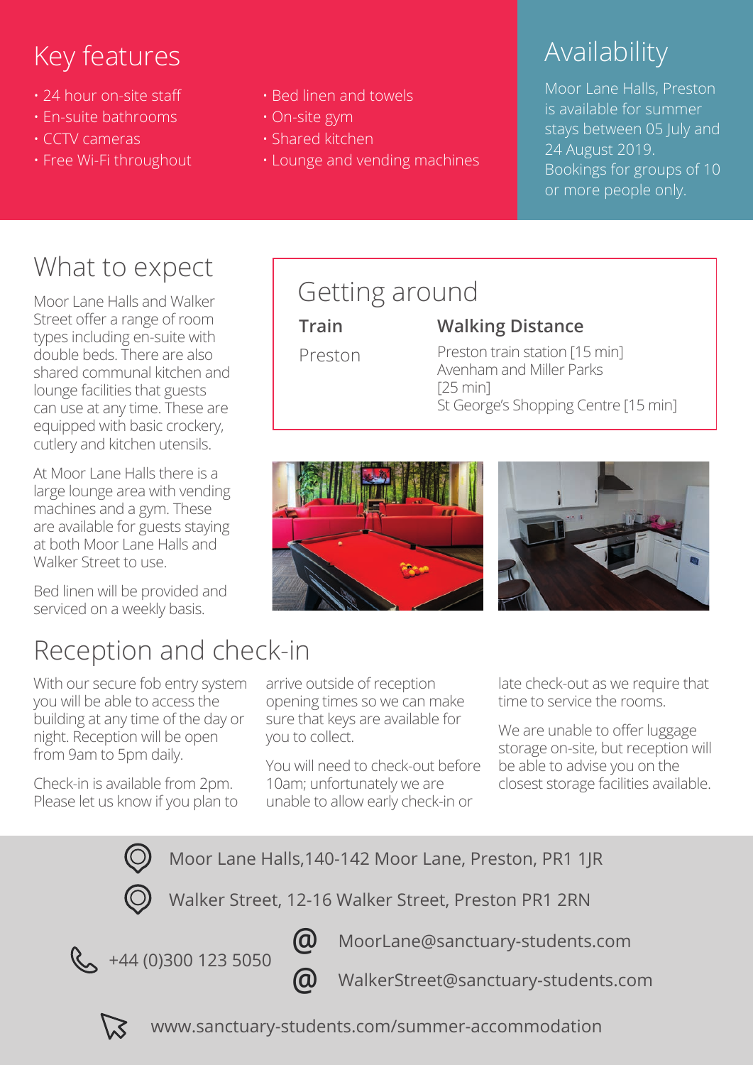## Key features

- 24 hour on-site staff
- En-suite bathrooms
- CCTV cameras
- Free Wi-Fi throughout
- Bed linen and towels
- On-site gym
- Shared kitchen
- Lounge and vending machines

## Availability

Moor Lane Halls, Preston is available for summer stays between 05 July and 24 August 2019. Bookings for groups of 10 or more people only.

## What to expect

Moor Lane Halls and Walker Street offer a range of room types including en-suite with double beds. There are also shared communal kitchen and lounge facilities that guests can use at any time. These are equipped with basic crockery, cutlery and kitchen utensils.

At Moor Lane Halls there is a large lounge area with vending machines and a gym. These are available for guests staying at both Moor Lane Halls and Walker Street to use.

Bed linen will be provided and serviced on a weekly basis.

## Getting around

| Train | Walking Distance |
|---|---|
| Preston | Preston train station [15 min]<br>Avenham and Miller Parks [25 min]<br>St George's Shopping Centre [15 min] |

## Reception and check-in

With our secure fob entry system you will be able to access the building at any time of the day or night. Reception will be open from 9am to 5pm daily.

Check-in is available from 2pm. Please let us know if you plan to arrive outside of reception opening times so we can make sure that keys are available for you to collect.

You will need to check-out before 10am; unfortunately we are unable to allow early check-in or late check-out as we require that time to service the rooms.

We are unable to offer luggage storage on-site, but reception will be able to advise you on the closest storage facilities available.

Moor Lane Halls,140-142 Moor Lane, Preston, PR1 1JR

Walker Street, 12-16 Walker Street, Preston PR1 2RN

+44 (0)300 123 5050

MoorLane@sanctuary-students.com

WalkerStreet@sanctuary-students.com

www.sanctuary-students.com/summer-accommodation